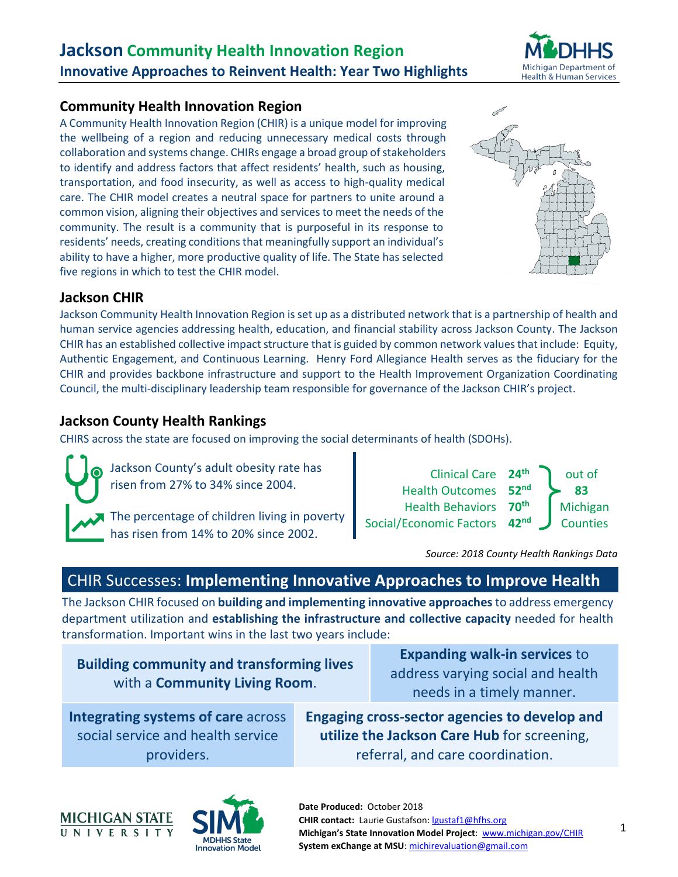# Jackson Community Health Innovation Region

## Innovative Approaches to Reinvent Health: Year Two Highlights

### Community Health Innovation Region

A Community Health Innovation Region (CHIR) is a unique model for improving the wellbeing of a region and reducing unnecessary medical costs through collaboration and systems change. CHIRs engage a broad group of stakeholders to identify and address factors that affect residents' health, such as housing, transportation, and food insecurity, as well as access to high-quality medical care. The CHIR model creates a neutral space for partners to unite around a common vision, aligning their objectives and services to meet the needs of the community. The result is a community that is purposeful in its response to residents' needs, creating conditions that meaningfully support an individual's ability to have a higher, more productive quality of life. The State has selected five regions in which to test the CHIR model.

### Jackson CHIR

Jackson Community Health Innovation Region is set up as a distributed network that is a partnership of health and human service agencies addressing health, education, and financial stability across Jackson County. The Jackson CHIR has an established collective impact structure that is guided by common network values that include: Equity, Authentic Engagement, and Continuous Learning. Henry Ford Allegiance Health serves as the fiduciary for the CHIR and provides backbone infrastructure and support to the Health Improvement Organization Coordinating Council, the multi-disciplinary leadership team responsible for governance of the Jackson CHIR's project.

### Jackson County Health Rankings

CHIRS across the state are focused on improving the social determinants of health (SDOHs).

Jackson County's adult obesity rate has risen from 27% to 34% since 2004.

The percentage of children living in poverty has risen from 14% to 20% since 2002.

| Measure | Rank (out of 83 Michigan Counties) |
|---|---|
| Clinical Care | 24th |
| Health Outcomes | 52nd |
| Health Behaviors | 70th |
| Social/Economic Factors | 42nd |

*Source: 2018 County Health Rankings Data*

## CHIR Successes: Implementing Innovative Approaches to Improve Health

The Jackson CHIR focused on **building and implementing innovative approaches** to address emergency department utilization and **establishing the infrastructure and collective capacity** needed for health transformation. Important wins in the last two years include:

- **Building community and transforming lives** with a **Community Living Room**.
- **Expanding walk-in services** to address varying social and health needs in a timely manner.
- **Integrating systems of care** across social service and health service providers.
- **Engaging cross-sector agencies to develop and utilize the Jackson Care Hub** for screening, referral, and care coordination.

**Date Produced:** October 2018
**CHIR contact:** Laurie Gustafson: lgustaf1@hfhs.org
**Michigan's State Innovation Model Project**: www.michigan.gov/CHIR
**System exChange at MSU**: michirevaluation@gmail.com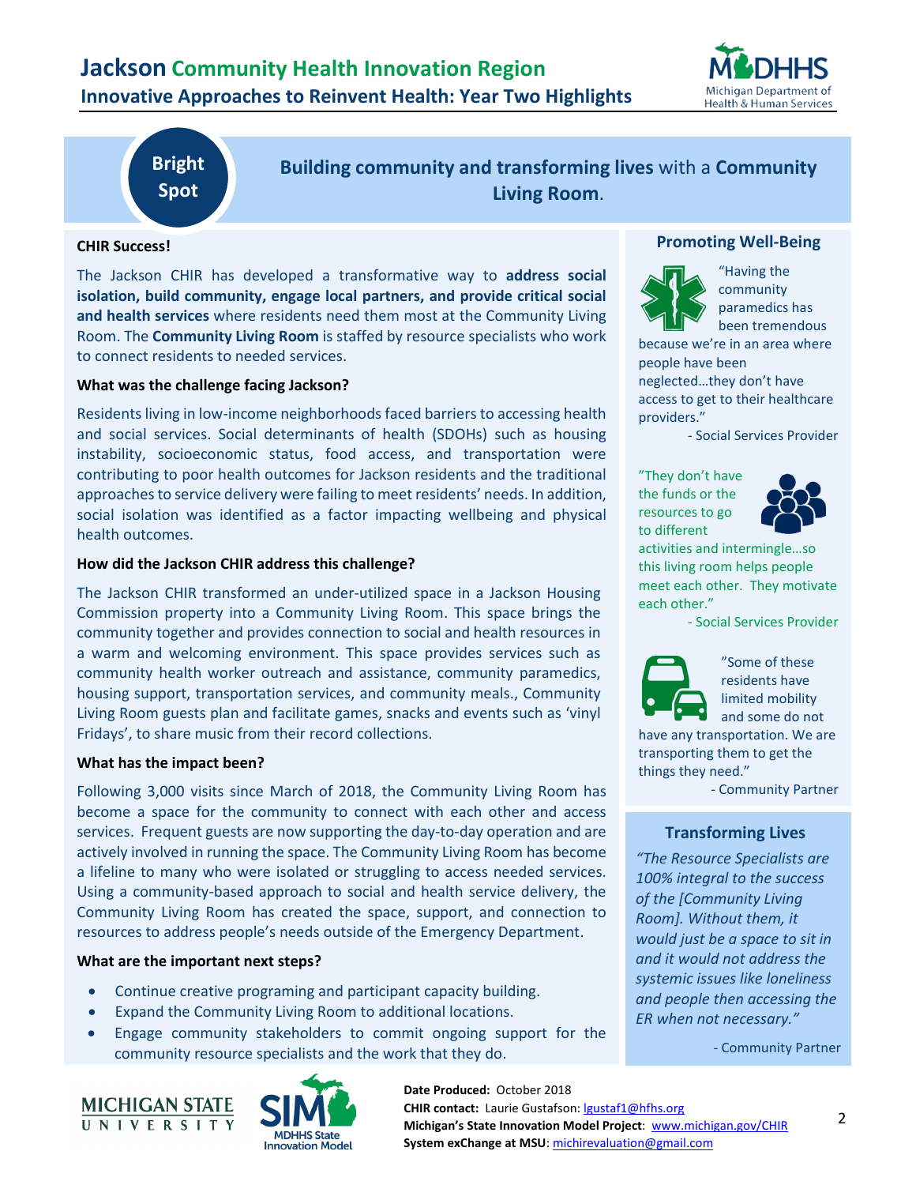# Jackson Community Health Innovation Region

## Innovative Approaches to Reinvent Health: Year Two Highlights

**Bright Spot**

## **Building community and transforming lives** with a **Community Living Room**.

**CHIR Success!**

The Jackson CHIR has developed a transformative way to **address social isolation, build community, engage local partners, and provide critical social and health services** where residents need them most at the Community Living Room. The **Community Living Room** is staffed by resource specialists who work to connect residents to needed services.

**What was the challenge facing Jackson?**

Residents living in low-income neighborhoods faced barriers to accessing health and social services. Social determinants of health (SDOHs) such as housing instability, socioeconomic status, food access, and transportation were contributing to poor health outcomes for Jackson residents and the traditional approaches to service delivery were failing to meet residents' needs. In addition, social isolation was identified as a factor impacting wellbeing and physical health outcomes.

**How did the Jackson CHIR address this challenge?**

The Jackson CHIR transformed an under-utilized space in a Jackson Housing Commission property into a Community Living Room. This space brings the community together and provides connection to social and health resources in a warm and welcoming environment. This space provides services such as community health worker outreach and assistance, community paramedics, housing support, transportation services, and community meals., Community Living Room guests plan and facilitate games, snacks and events such as 'vinyl Fridays', to share music from their record collections.

**What has the impact been?**

Following 3,000 visits since March of 2018, the Community Living Room has become a space for the community to connect with each other and access services. Frequent guests are now supporting the day-to-day operation and are actively involved in running the space. The Community Living Room has become a lifeline to many who were isolated or struggling to access needed services. Using a community-based approach to social and health service delivery, the Community Living Room has created the space, support, and connection to resources to address people's needs outside of the Emergency Department.

**What are the important next steps?**

- Continue creative programing and participant capacity building.
- Expand the Community Living Room to additional locations.
- Engage community stakeholders to commit ongoing support for the community resource specialists and the work that they do.

### Promoting Well-Being

"Having the community paramedics has been tremendous because we're in an area where people have been neglected…they don't have access to get to their healthcare providers."

- Social Services Provider

"They don't have the funds or the resources to go to different activities and intermingle…so this living room helps people meet each other. They motivate each other."

- Social Services Provider

"Some of these residents have limited mobility and some do not have any transportation. We are transporting them to get the things they need."

- Community Partner

### Transforming Lives

*"The Resource Specialists are 100% integral to the success of the [Community Living Room]. Without them, it would just be a space to sit in and it would not address the systemic issues like loneliness and people then accessing the ER when not necessary."*

- Community Partner

**Date Produced:** October 2018
**CHIR contact:** Laurie Gustafson: lgustaf1@hfhs.org
**Michigan's State Innovation Model Project**: www.michigan.gov/CHIR
**System exChange at MSU**: michirevaluation@gmail.com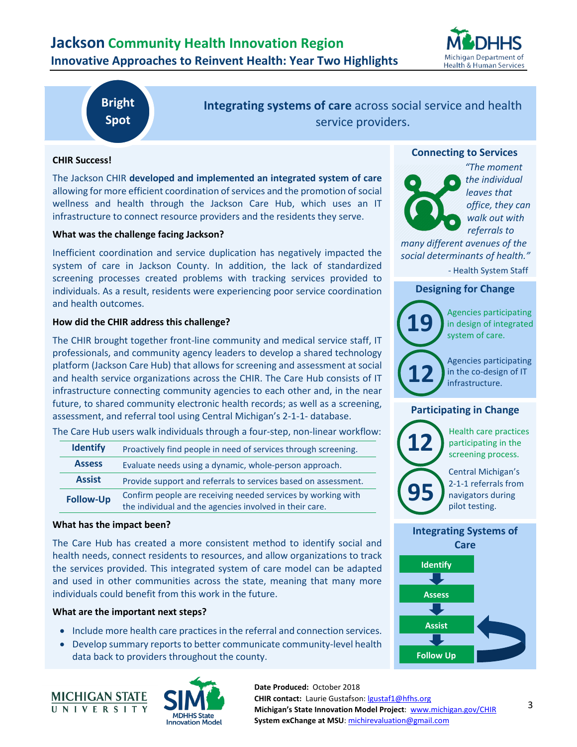# Jackson Community Health Innovation Region

## Innovative Approaches to Reinvent Health: Year Two Highlights

**Bright Spot**

**Integrating systems of care** across social service and health service providers.

### CHIR Success!

The Jackson CHIR **developed and implemented an integrated system of care** allowing for more efficient coordination of services and the promotion of social wellness and health through the Jackson Care Hub, which uses an IT infrastructure to connect resource providers and the residents they serve.

### What was the challenge facing Jackson?

Inefficient coordination and service duplication has negatively impacted the system of care in Jackson County. In addition, the lack of standardized screening processes created problems with tracking services provided to individuals. As a result, residents were experiencing poor service coordination and health outcomes.

### How did the CHIR address this challenge?

The CHIR brought together front-line community and medical service staff, IT professionals, and community agency leaders to develop a shared technology platform (Jackson Care Hub) that allows for screening and assessment at social and health service organizations across the CHIR. The Care Hub consists of IT infrastructure connecting community agencies to each other and, in the near future, to shared community electronic health records; as well as a screening, assessment, and referral tool using Central Michigan's 2-1-1- database.

The Care Hub users walk individuals through a four-step, non-linear workflow:

| | |
|---|---|
| **Identify** | Proactively find people in need of services through screening. |
| **Assess** | Evaluate needs using a dynamic, whole-person approach. |
| **Assist** | Provide support and referrals to services based on assessment. |
| **Follow-Up** | Confirm people are receiving needed services by working with the individual and the agencies involved in their care. |

### What has the impact been?

The Care Hub has created a more consistent method to identify social and health needs, connect residents to resources, and allow organizations to track the services provided. This integrated system of care model can be adapted and used in other communities across the state, meaning that many more individuals could benefit from this work in the future.

### What are the important next steps?

- Include more health care practices in the referral and connection services.
- Develop summary reports to better communicate community-level health data back to providers throughout the county.

### Connecting to Services

*"The moment the individual leaves that office, they can walk out with referrals to many different avenues of the social determinants of health."*

\- Health System Staff

### Designing for Change

**19** Agencies participating in design of integrated system of care.

**12** Agencies participating in the co-design of IT infrastructure.

### Participating in Change

**12** Health care practices participating in the screening process.

**95** Central Michigan's 2-1-1 referrals from navigators during pilot testing.

### Integrating Systems of Care

Identify → Assess → Assist → Follow Up

**Date Produced:** October 2018
**CHIR contact:** Laurie Gustafson: lgustaf1@hfhs.org
**Michigan's State Innovation Model Project**: www.michigan.gov/CHIR
**System exChange at MSU**: michirevaluation@gmail.com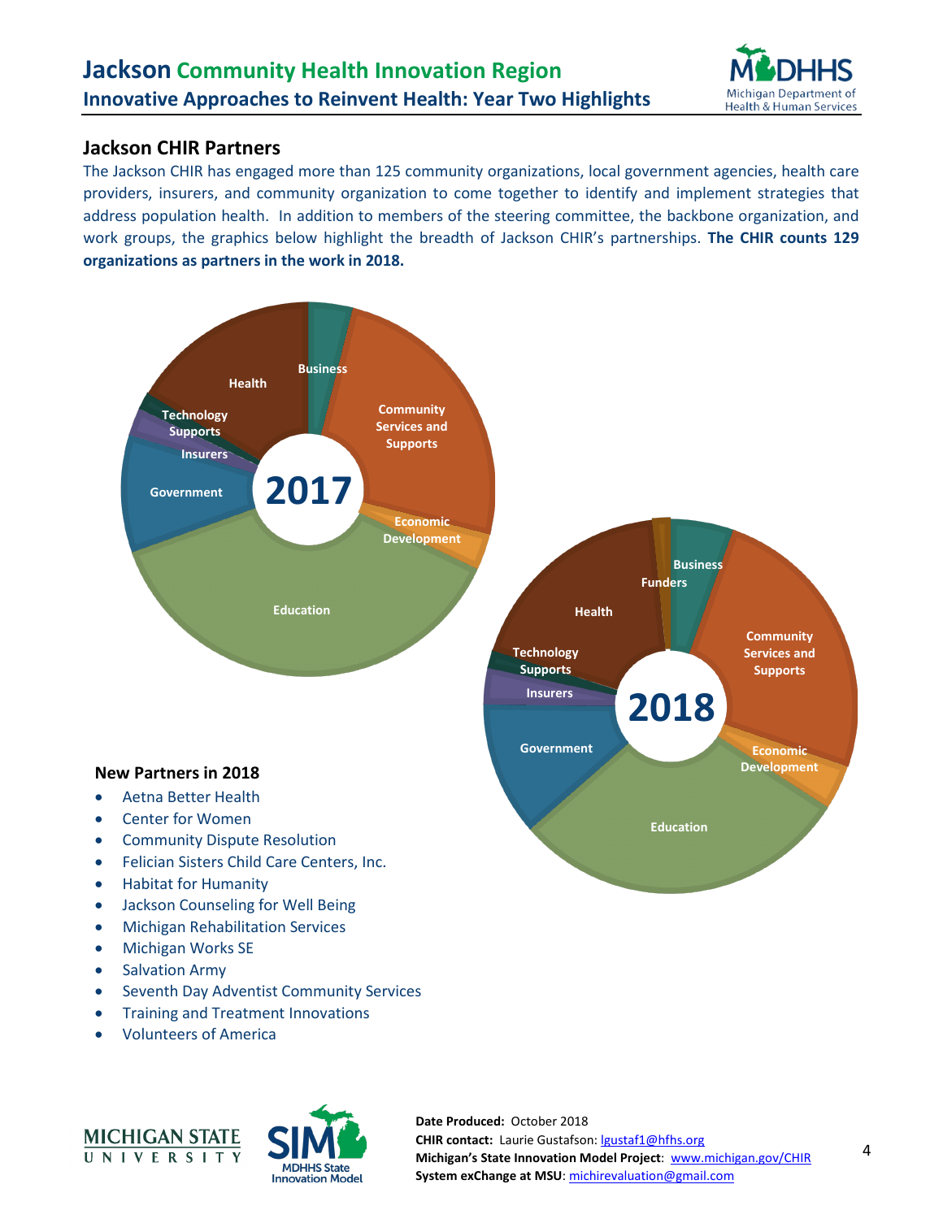# Jackson Community Health Innovation Region

## Innovative Approaches to Reinvent Health: Year Two Highlights

### Jackson CHIR Partners

The Jackson CHIR has engaged more than 125 community organizations, local government agencies, health care providers, insurers, and community organization to come together to identify and implement strategies that address population health. In addition to members of the steering committee, the backbone organization, and work groups, the graphics below highlight the breadth of Jackson CHIR's partnerships. **The CHIR counts 129 organizations as partners in the work in 2018.**

2017

Business
Community Services and Supports
Economic Development
Education
Government
Insurers
Technology Supports
Health

2018

Funders
Business
Community Services and Supports
Economic Development
Education
Government
Insurers
Technology Supports
Health

### New Partners in 2018

- Aetna Better Health
- Center for Women
- Community Dispute Resolution
- Felician Sisters Child Care Centers, Inc.
- Habitat for Humanity
- Jackson Counseling for Well Being
- Michigan Rehabilitation Services
- Michigan Works SE
- Salvation Army
- Seventh Day Adventist Community Services
- Training and Treatment Innovations
- Volunteers of America

**Date Produced:** October 2018
**CHIR contact:** Laurie Gustafson: lgustaf1@hfhs.org
**Michigan's State Innovation Model Project**: www.michigan.gov/CHIR
**System exChange at MSU**: michirevaluation@gmail.com